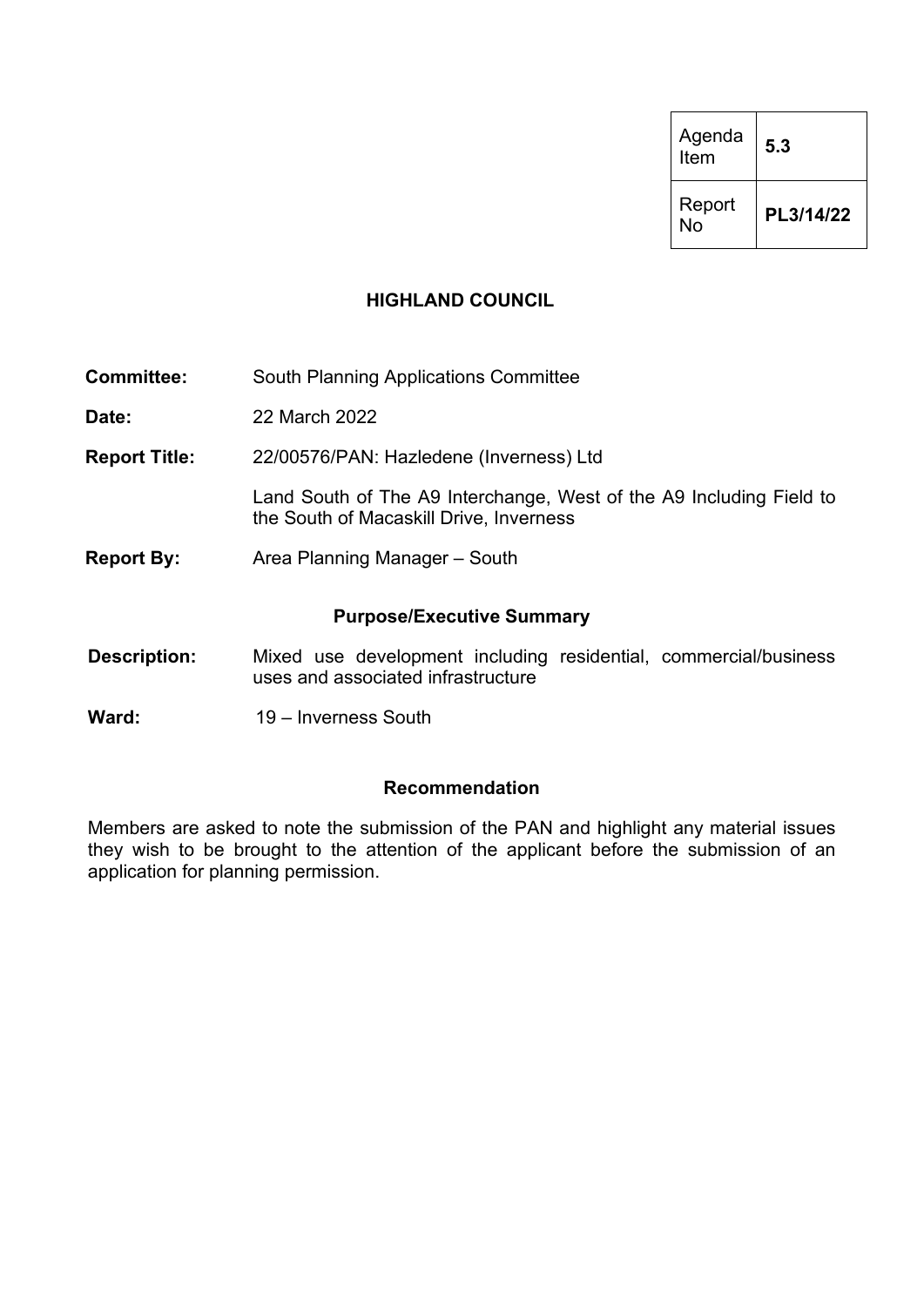| Agenda Item | 5.3 |
| --- | --- |
| Report No | PL3/14/22 |

**HIGHLAND COUNCIL**

**Committee:** South Planning Applications Committee

**Date:** 22 March 2022

**Report Title:** 22/00576/PAN: Hazledene (Inverness) Ltd

Land South of The A9 Interchange, West of the A9 Including Field to the South of Macaskill Drive, Inverness

**Report By:** Area Planning Manager – South

## Purpose/Executive Summary

**Description:** Mixed use development including residential, commercial/business uses and associated infrastructure

**Ward:** 19 – Inverness South

## Recommendation

Members are asked to note the submission of the PAN and highlight any material issues they wish to be brought to the attention of the applicant before the submission of an application for planning permission.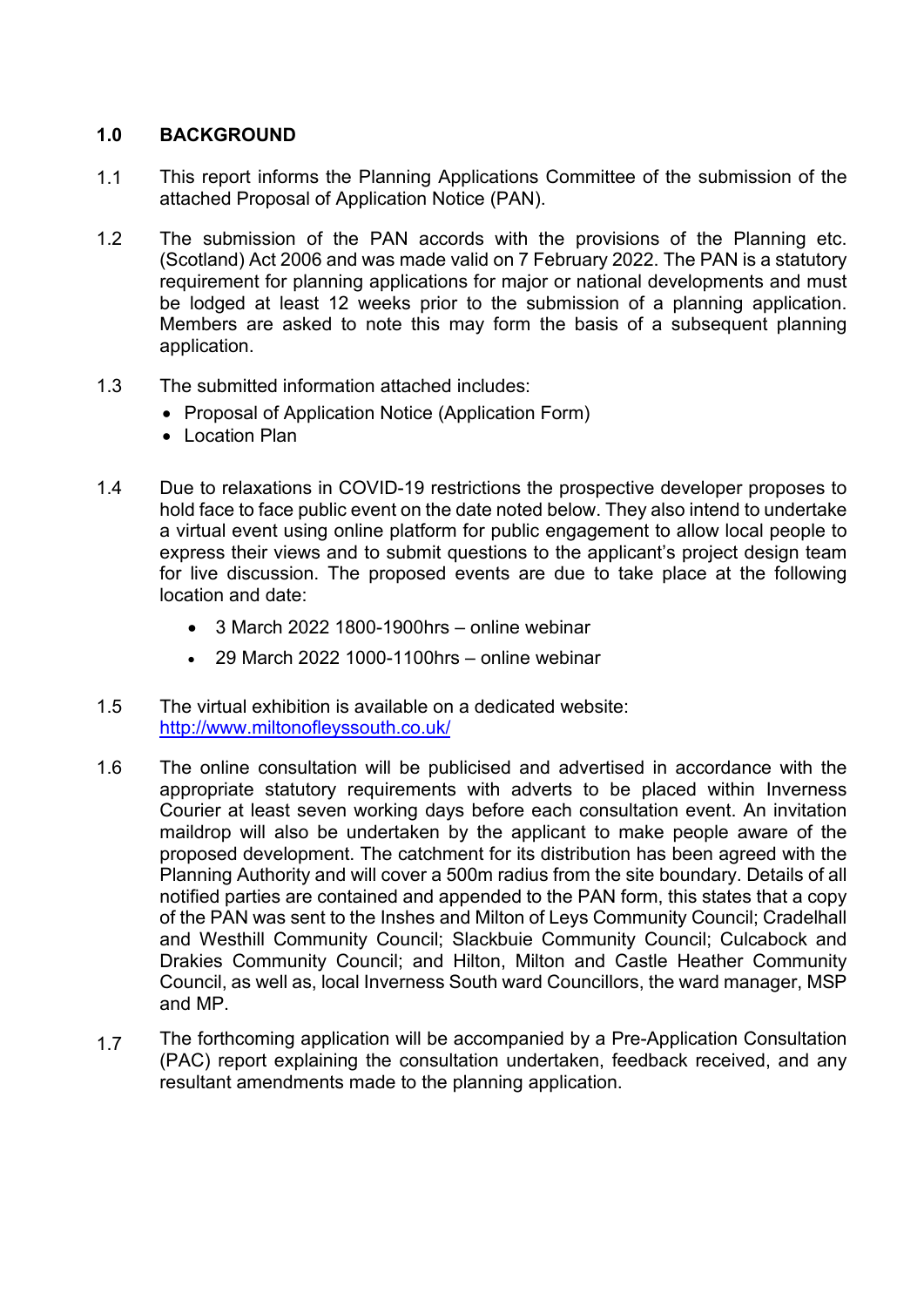## 1.0 BACKGROUND

1.1 This report informs the Planning Applications Committee of the submission of the attached Proposal of Application Notice (PAN).

1.2 The submission of the PAN accords with the provisions of the Planning etc. (Scotland) Act 2006 and was made valid on 7 February 2022. The PAN is a statutory requirement for planning applications for major or national developments and must be lodged at least 12 weeks prior to the submission of a planning application. Members are asked to note this may form the basis of a subsequent planning application.

1.3 The submitted information attached includes:

- Proposal of Application Notice (Application Form)
- Location Plan

1.4 Due to relaxations in COVID-19 restrictions the prospective developer proposes to hold face to face public event on the date noted below. They also intend to undertake a virtual event using online platform for public engagement to allow local people to express their views and to submit questions to the applicant's project design team for live discussion. The proposed events are due to take place at the following location and date:

- 3 March 2022 1800-1900hrs – online webinar
- 29 March 2022 1000-1100hrs – online webinar

1.5 The virtual exhibition is available on a dedicated website: [http://www.miltonofleyssouth.co.uk/](http://www.miltonofleyssouth.co.uk/)

1.6 The online consultation will be publicised and advertised in accordance with the appropriate statutory requirements with adverts to be placed within Inverness Courier at least seven working days before each consultation event. An invitation maildrop will also be undertaken by the applicant to make people aware of the proposed development. The catchment for its distribution has been agreed with the Planning Authority and will cover a 500m radius from the site boundary. Details of all notified parties are contained and appended to the PAN form, this states that a copy of the PAN was sent to the Inshes and Milton of Leys Community Council; Cradelhall and Westhill Community Council; Slackbuie Community Council; Culcabock and Drakies Community Council; and Hilton, Milton and Castle Heather Community Council, as well as, local Inverness South ward Councillors, the ward manager, MSP and MP.

1.7 The forthcoming application will be accompanied by a Pre-Application Consultation (PAC) report explaining the consultation undertaken, feedback received, and any resultant amendments made to the planning application.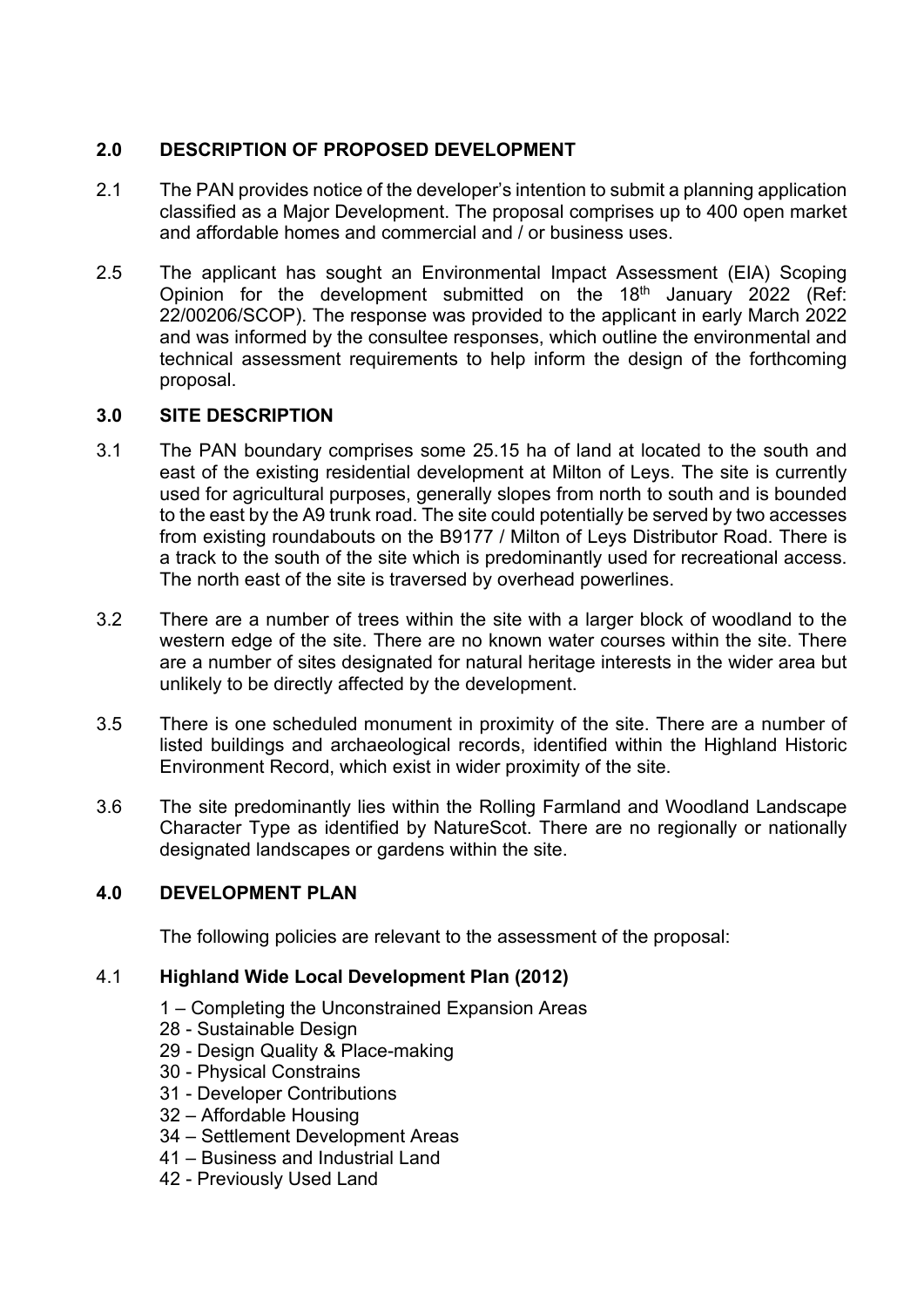## 2.0 DESCRIPTION OF PROPOSED DEVELOPMENT

2.1 The PAN provides notice of the developer's intention to submit a planning application classified as a Major Development. The proposal comprises up to 400 open market and affordable homes and commercial and / or business uses.

2.5 The applicant has sought an Environmental Impact Assessment (EIA) Scoping Opinion for the development submitted on the 18th January 2022 (Ref: 22/00206/SCOP). The response was provided to the applicant in early March 2022 and was informed by the consultee responses, which outline the environmental and technical assessment requirements to help inform the design of the forthcoming proposal.

## 3.0 SITE DESCRIPTION

3.1 The PAN boundary comprises some 25.15 ha of land at located to the south and east of the existing residential development at Milton of Leys. The site is currently used for agricultural purposes, generally slopes from north to south and is bounded to the east by the A9 trunk road. The site could potentially be served by two accesses from existing roundabouts on the B9177 / Milton of Leys Distributor Road. There is a track to the south of the site which is predominantly used for recreational access. The north east of the site is traversed by overhead powerlines.

3.2 There are a number of trees within the site with a larger block of woodland to the western edge of the site. There are no known water courses within the site. There are a number of sites designated for natural heritage interests in the wider area but unlikely to be directly affected by the development.

3.5 There is one scheduled monument in proximity of the site. There are a number of listed buildings and archaeological records, identified within the Highland Historic Environment Record, which exist in wider proximity of the site.

3.6 The site predominantly lies within the Rolling Farmland and Woodland Landscape Character Type as identified by NatureScot. There are no regionally or nationally designated landscapes or gardens within the site.

## 4.0 DEVELOPMENT PLAN

The following policies are relevant to the assessment of the proposal:

4.1 **Highland Wide Local Development Plan (2012)**

- 1 – Completing the Unconstrained Expansion Areas
- 28 - Sustainable Design
- 29 - Design Quality & Place-making
- 30 - Physical Constrains
- 31 - Developer Contributions
- 32 – Affordable Housing
- 34 – Settlement Development Areas
- 41 – Business and Industrial Land
- 42 - Previously Used Land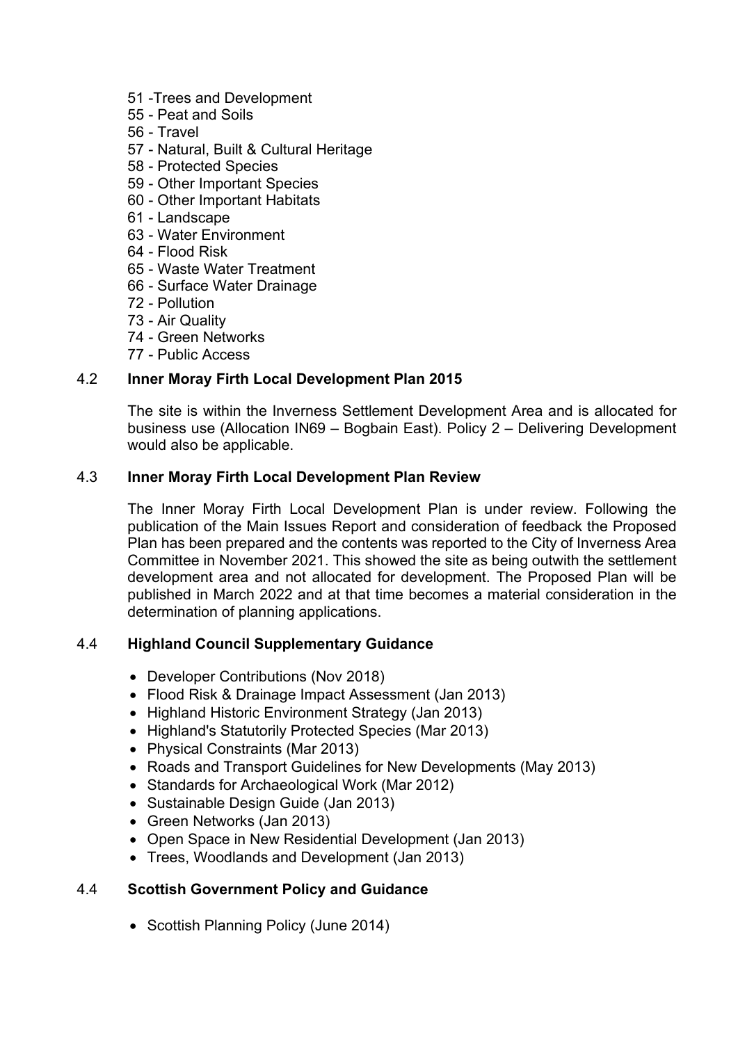- 51 -Trees and Development
- 55 - Peat and Soils
- 56 - Travel
- 57 - Natural, Built & Cultural Heritage
- 58 - Protected Species
- 59 - Other Important Species
- 60 - Other Important Habitats
- 61 - Landscape
- 63 - Water Environment
- 64 - Flood Risk
- 65 - Waste Water Treatment
- 66 - Surface Water Drainage
- 72 - Pollution
- 73 - Air Quality
- 74 - Green Networks
- 77 - Public Access

### 4.2 Inner Moray Firth Local Development Plan 2015

The site is within the Inverness Settlement Development Area and is allocated for business use (Allocation IN69 – Bogbain East). Policy 2 – Delivering Development would also be applicable.

### 4.3 Inner Moray Firth Local Development Plan Review

The Inner Moray Firth Local Development Plan is under review. Following the publication of the Main Issues Report and consideration of feedback the Proposed Plan has been prepared and the contents was reported to the City of Inverness Area Committee in November 2021. This showed the site as being outwith the settlement development area and not allocated for development. The Proposed Plan will be published in March 2022 and at that time becomes a material consideration in the determination of planning applications.

### 4.4 Highland Council Supplementary Guidance

- Developer Contributions (Nov 2018)
- Flood Risk & Drainage Impact Assessment (Jan 2013)
- Highland Historic Environment Strategy (Jan 2013)
- Highland's Statutorily Protected Species (Mar 2013)
- Physical Constraints (Mar 2013)
- Roads and Transport Guidelines for New Developments (May 2013)
- Standards for Archaeological Work (Mar 2012)
- Sustainable Design Guide (Jan 2013)
- Green Networks (Jan 2013)
- Open Space in New Residential Development (Jan 2013)
- Trees, Woodlands and Development (Jan 2013)

### 4.4 Scottish Government Policy and Guidance

- Scottish Planning Policy (June 2014)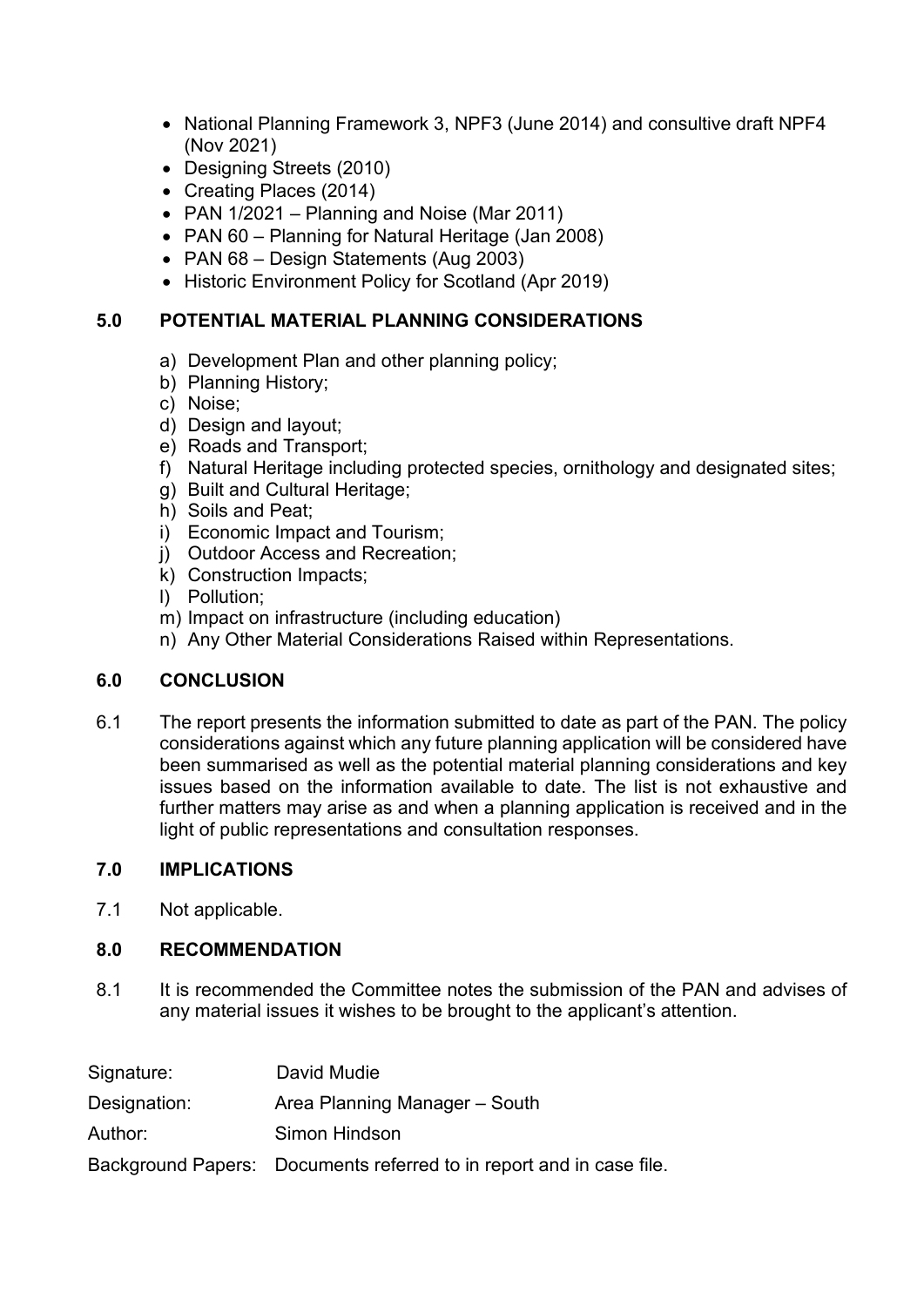- National Planning Framework 3, NPF3 (June 2014) and consultive draft NPF4 (Nov 2021)
- Designing Streets (2010)
- Creating Places (2014)
- PAN 1/2021 – Planning and Noise (Mar 2011)
- PAN 60 – Planning for Natural Heritage (Jan 2008)
- PAN 68 – Design Statements (Aug 2003)
- Historic Environment Policy for Scotland (Apr 2019)

## 5.0 POTENTIAL MATERIAL PLANNING CONSIDERATIONS

a) Development Plan and other planning policy;
b) Planning History;
c) Noise;
d) Design and layout;
e) Roads and Transport;
f) Natural Heritage including protected species, ornithology and designated sites;
g) Built and Cultural Heritage;
h) Soils and Peat;
i) Economic Impact and Tourism;
j) Outdoor Access and Recreation;
k) Construction Impacts;
l) Pollution;
m) Impact on infrastructure (including education)
n) Any Other Material Considerations Raised within Representations.

## 6.0 CONCLUSION

6.1 The report presents the information submitted to date as part of the PAN. The policy considerations against which any future planning application will be considered have been summarised as well as the potential material planning considerations and key issues based on the information available to date. The list is not exhaustive and further matters may arise as and when a planning application is received and in the light of public representations and consultation responses.

## 7.0 IMPLICATIONS

7.1 Not applicable.

## 8.0 RECOMMENDATION

8.1 It is recommended the Committee notes the submission of the PAN and advises of any material issues it wishes to be brought to the applicant's attention.

| | |
|---|---|
| Signature: | David Mudie |
| Designation: | Area Planning Manager – South |
| Author: | Simon Hindson |
| Background Papers: | Documents referred to in report and in case file. |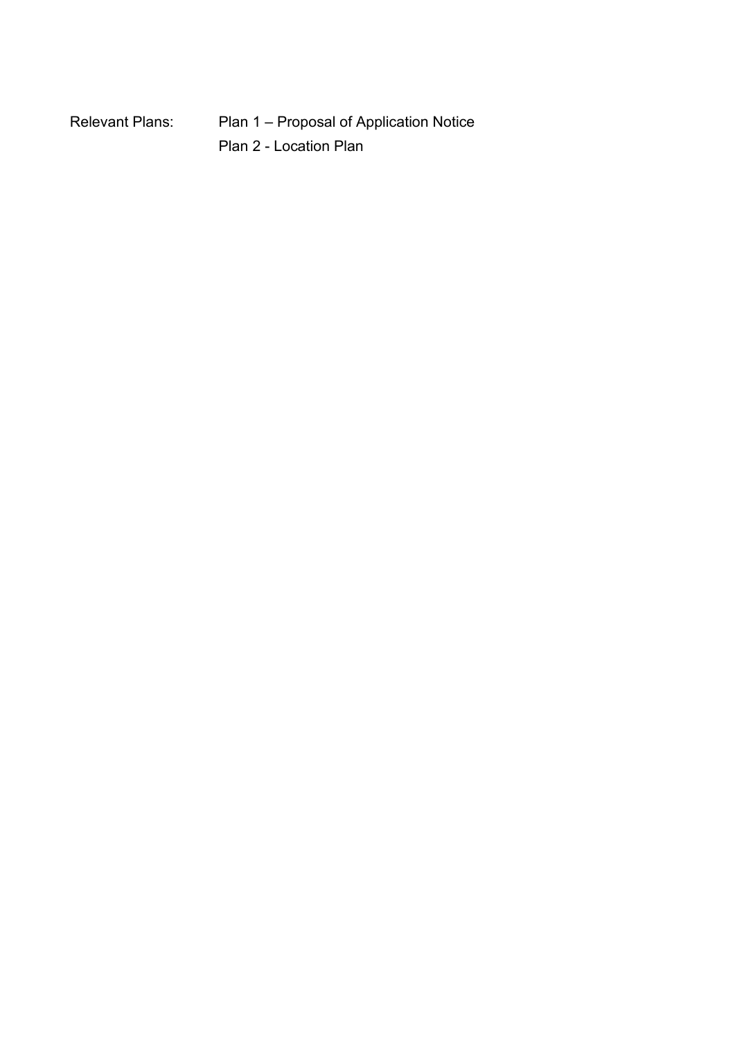Relevant Plans: Plan 1 – Proposal of Application Notice

Plan 2 - Location Plan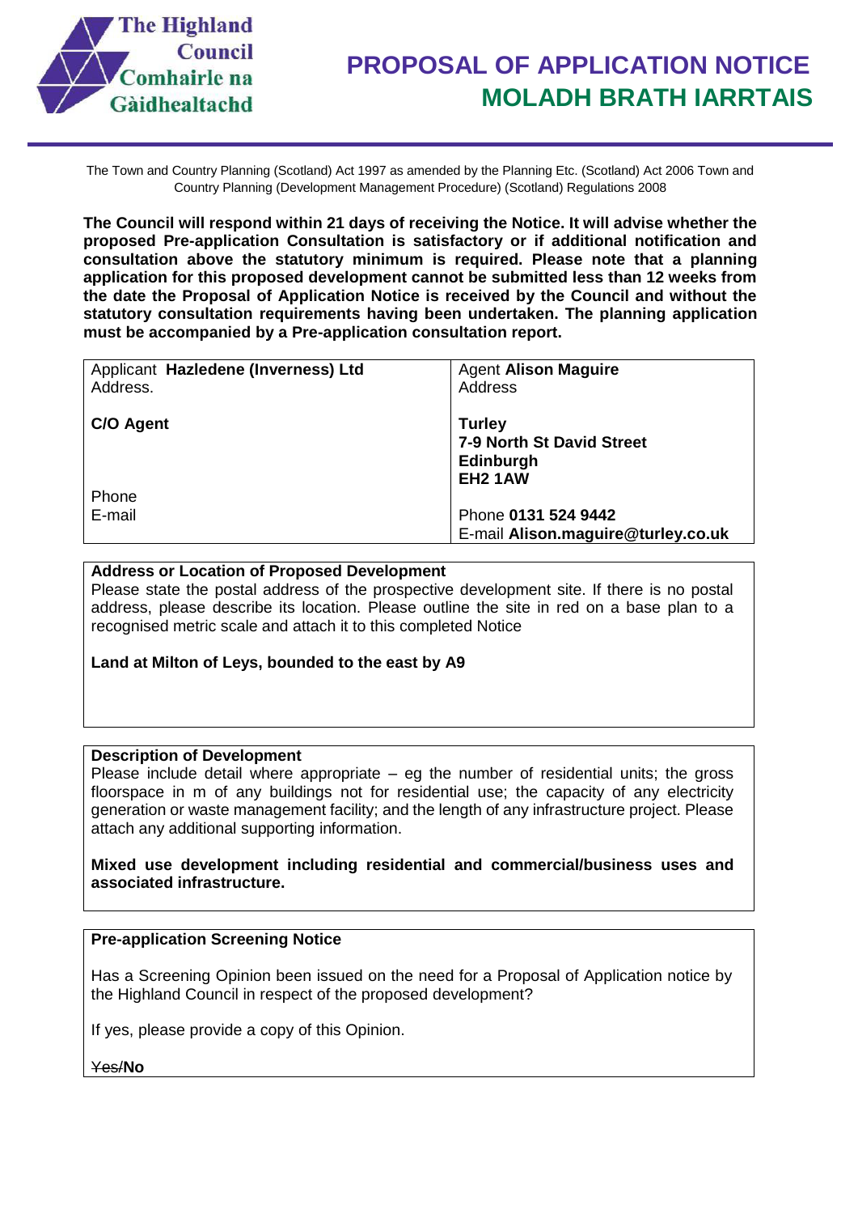The Highland Council
Comhairle na Gàidhealtachd

# PROPOSAL OF APPLICATION NOTICE
# MOLADH BRATH IARRTAIS

The Town and Country Planning (Scotland) Act 1997 as amended by the Planning Etc. (Scotland) Act 2006 Town and Country Planning (Development Management Procedure) (Scotland) Regulations 2008

**The Council will respond within 21 days of receiving the Notice. It will advise whether the proposed Pre-application Consultation is satisfactory or if additional notification and consultation above the statutory minimum is required. Please note that a planning application for this proposed development cannot be submitted less than 12 weeks from the date the Proposal of Application Notice is received by the Council and without the statutory consultation requirements having been undertaken. The planning application must be accompanied by a Pre-application consultation report.**

| Applicant **Hazledene (Inverness) Ltd** | Agent **Alison Maguire** |
|---|---|
| Address. | Address |
| **C/O Agent** | **Turley**<br>**7-9 North St David Street**<br>**Edinburgh**<br>**EH2 1AW** |
| Phone | Phone **0131 524 9442** |
| E-mail | E-mail **Alison.maguire@turley.co.uk** |

**Address or Location of Proposed Development**

Please state the postal address of the prospective development site. If there is no postal address, please describe its location. Please outline the site in red on a base plan to a recognised metric scale and attach it to this completed Notice

**Land at Milton of Leys, bounded to the east by A9**

**Description of Development**

Please include detail where appropriate – eg the number of residential units; the gross floorspace in m of any buildings not for residential use; the capacity of any electricity generation or waste management facility; and the length of any infrastructure project. Please attach any additional supporting information.

**Mixed use development including residential and commercial/business uses and associated infrastructure.**

**Pre-application Screening Notice**

Has a Screening Opinion been issued on the need for a Proposal of Application notice by the Highland Council in respect of the proposed development?

If yes, please provide a copy of this Opinion.

~~Yes~~/**No**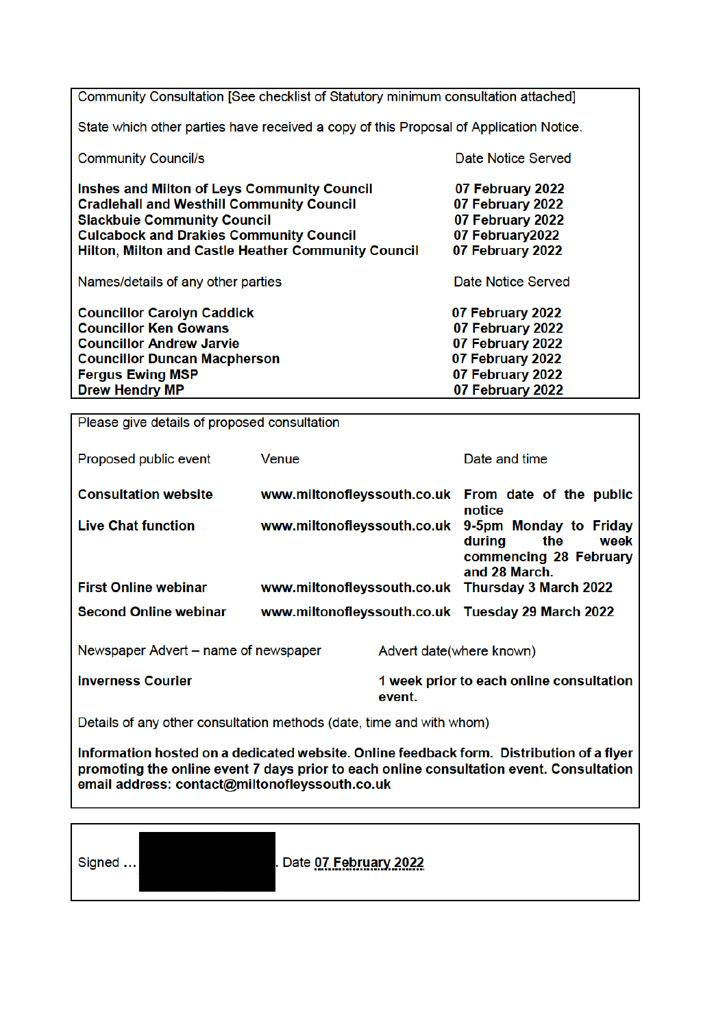Community Consultation [See checklist of Statutory minimum consultation attached]

State which other parties have received a copy of this Proposal of Application Notice.

| Community Council/s | Date Notice Served |
| --- | --- |
| **Inshes and Milton of Leys Community Council** | **07 February 2022** |
| **Cradlehall and Westhill Community Council** | **07 February 2022** |
| **Slackbuie Community Council** | **07 February 2022** |
| **Culcabock and Drakies Community Council** | **07 February2022** |
| **Hilton, Milton and Castle Heather Community Council** | **07 February 2022** |

| Names/details of any other parties | Date Notice Served |
| --- | --- |
| **Councillor Carolyn Caddick** | **07 February 2022** |
| **Councillor Ken Gowans** | **07 February 2022** |
| **Councillor Andrew Jarvie** | **07 February 2022** |
| **Councillor Duncan Macpherson** | **07 February 2022** |
| **Fergus Ewing MSP** | **07 February 2022** |
| **Drew Hendry MP** | **07 February 2022** |

Please give details of proposed consultation

| Proposed public event | Venue | Date and time |
| --- | --- | --- |
| **Consultation website** | **www.miltonofleyssouth.co.uk** | **From date of the public notice** |
| **Live Chat function** | **www.miltonofleyssouth.co.uk** | **9-5pm Monday to Friday during the week commencing 28 February and 28 March.** |
| **First Online webinar** | **www.miltonofleyssouth.co.uk** | **Thursday 3 March 2022** |
| **Second Online webinar** | **www.miltonofleyssouth.co.uk** | **Tuesday 29 March 2022** |

| Newspaper Advert – name of newspaper | Advert date(where known) |
| --- | --- |
| **Inverness Courier** | **1 week prior to each online consultation event.** |

Details of any other consultation methods (date, time and with whom)

**Information hosted on a dedicated website. Online feedback form. Distribution of a flyer promoting the online event 7 days prior to each online consultation event. Consultation email address: contact@miltonofleyssouth.co.uk**

Signed … [redacted] . Date 07 February 2022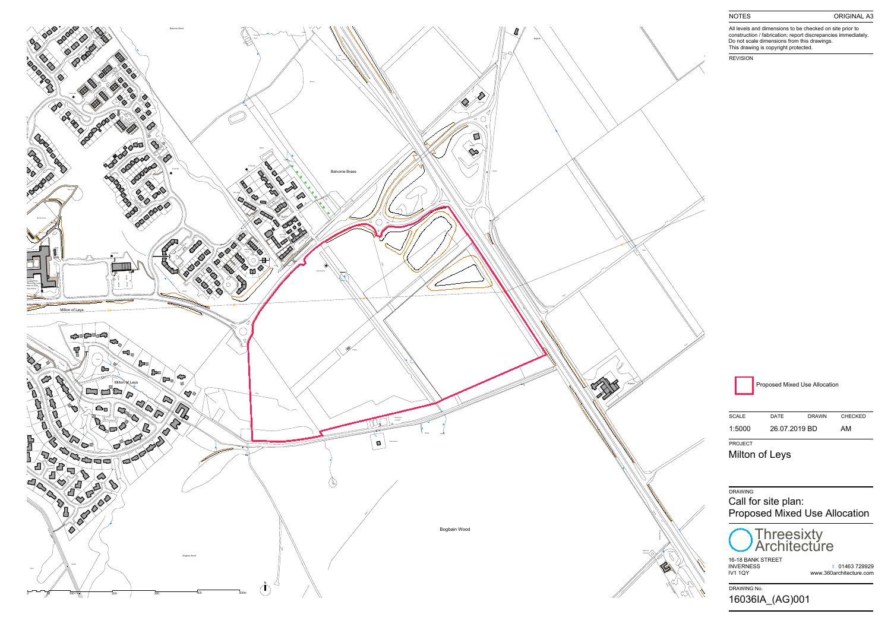Balvonie Braes

Milton of Leys

Milton of Leys

Bogbain Wood

NOTES ORIGINAL A3

All levels and dimensions to be checked on site prior to construction / fabrication; report discrepancies immediately. Do not scale dimensions from this drawings. This drawing is copyright protected.

REVISION

Proposed Mixed Use Allocation

| SCALE | DATE | DRAWN | CHECKED |
|---|---|---|---|
| 1:5000 | 26.07.2019 | BD | AM |

PROJECT

Milton of Leys

DRAWING

Call for site plan: Proposed Mixed Use Allocation

Threesixty Architecture

16-18 BANK STREET
INVERNESS
IV1 1QY

t 01463 729929
www.360architecture.com

DRAWING No.

16036IA_(AG)001